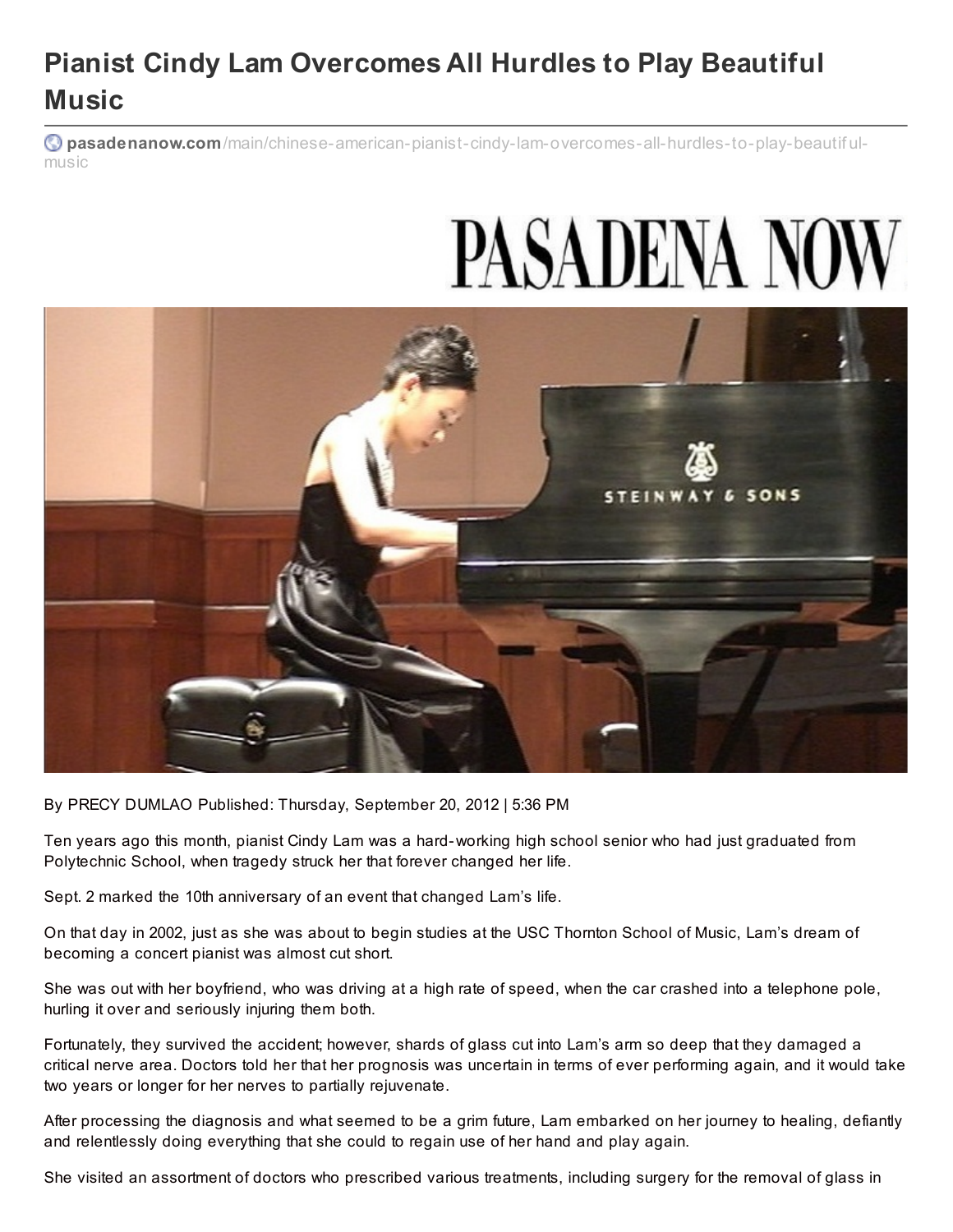# Pianist Cindy Lam Overcomes All Hurdles to Play Beautiful Music

pasadenanow.com/main/chinese-american-pianist-cindy-lam-overcomes-all-hurdles-to-play-beautiful-music

PASADENA NOW

By PRECY DUMLAO Published: Thursday, September 20, 2012 | 5:36 PM

Ten years ago this month, pianist Cindy Lam was a hard-working high school senior who had just graduated from Polytechnic School, when tragedy struck her that forever changed her life.

Sept. 2 marked the 10th anniversary of an event that changed Lam's life.

On that day in 2002, just as she was about to begin studies at the USC Thornton School of Music, Lam's dream of becoming a concert pianist was almost cut short.

She was out with her boyfriend, who was driving at a high rate of speed, when the car crashed into a telephone pole, hurling it over and seriously injuring them both.

Fortunately, they survived the accident; however, shards of glass cut into Lam's arm so deep that they damaged a critical nerve area. Doctors told her that her prognosis was uncertain in terms of ever performing again, and it would take two years or longer for her nerves to partially rejuvenate.

After processing the diagnosis and what seemed to be a grim future, Lam embarked on her journey to healing, defiantly and relentlessly doing everything that she could to regain use of her hand and play again.

She visited an assortment of doctors who prescribed various treatments, including surgery for the removal of glass in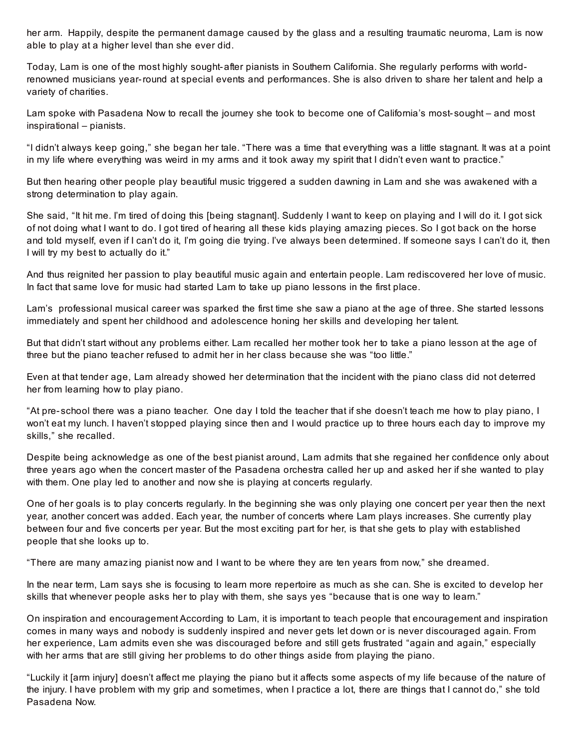her arm. Happily, despite the permanent damage caused by the glass and a resulting traumatic neuroma, Lam is now able to play at a higher level than she ever did.

Today, Lam is one of the most highly sought-after pianists in Southern California. She regularly performs with world-renowned musicians year-round at special events and performances. She is also driven to share her talent and help a variety of charities.

Lam spoke with Pasadena Now to recall the journey she took to become one of California's most-sought – and most inspirational – pianists.

"I didn't always keep going," she began her tale. "There was a time that everything was a little stagnant. It was at a point in my life where everything was weird in my arms and it took away my spirit that I didn't even want to practice."

But then hearing other people play beautiful music triggered a sudden dawning in Lam and she was awakened with a strong determination to play again.

She said, "It hit me. I'm tired of doing this [being stagnant]. Suddenly I want to keep on playing and I will do it. I got sick of not doing what I want to do. I got tired of hearing all these kids playing amazing pieces. So I got back on the horse and told myself, even if I can't do it, I'm going die trying. I've always been determined. If someone says I can't do it, then I will try my best to actually do it."

And thus reignited her passion to play beautiful music again and entertain people. Lam rediscovered her love of music. In fact that same love for music had started Lam to take up piano lessons in the first place.

Lam's professional musical career was sparked the first time she saw a piano at the age of three. She started lessons immediately and spent her childhood and adolescence honing her skills and developing her talent.

But that didn't start without any problems either. Lam recalled her mother took her to take a piano lesson at the age of three but the piano teacher refused to admit her in her class because she was "too little."

Even at that tender age, Lam already showed her determination that the incident with the piano class did not deterred her from learning how to play piano.

"At pre-school there was a piano teacher. One day I told the teacher that if she doesn't teach me how to play piano, I won't eat my lunch. I haven't stopped playing since then and I would practice up to three hours each day to improve my skills," she recalled.

Despite being acknowledge as one of the best pianist around, Lam admits that she regained her confidence only about three years ago when the concert master of the Pasadena orchestra called her up and asked her if she wanted to play with them. One play led to another and now she is playing at concerts regularly.

One of her goals is to play concerts regularly. In the beginning she was only playing one concert per year then the next year, another concert was added. Each year, the number of concerts where Lam plays increases. She currently play between four and five concerts per year. But the most exciting part for her, is that she gets to play with established people that she looks up to.

"There are many amazing pianist now and I want to be where they are ten years from now," she dreamed.

In the near term, Lam says she is focusing to learn more repertoire as much as she can. She is excited to develop her skills that whenever people asks her to play with them, she says yes "because that is one way to learn."

On inspiration and encouragement According to Lam, it is important to teach people that encouragement and inspiration comes in many ways and nobody is suddenly inspired and never gets let down or is never discouraged again. From her experience, Lam admits even she was discouraged before and still gets frustrated "again and again," especially with her arms that are still giving her problems to do other things aside from playing the piano.

"Luckily it [arm injury] doesn't affect me playing the piano but it affects some aspects of my life because of the nature of the injury. I have problem with my grip and sometimes, when I practice a lot, there are things that I cannot do," she told Pasadena Now.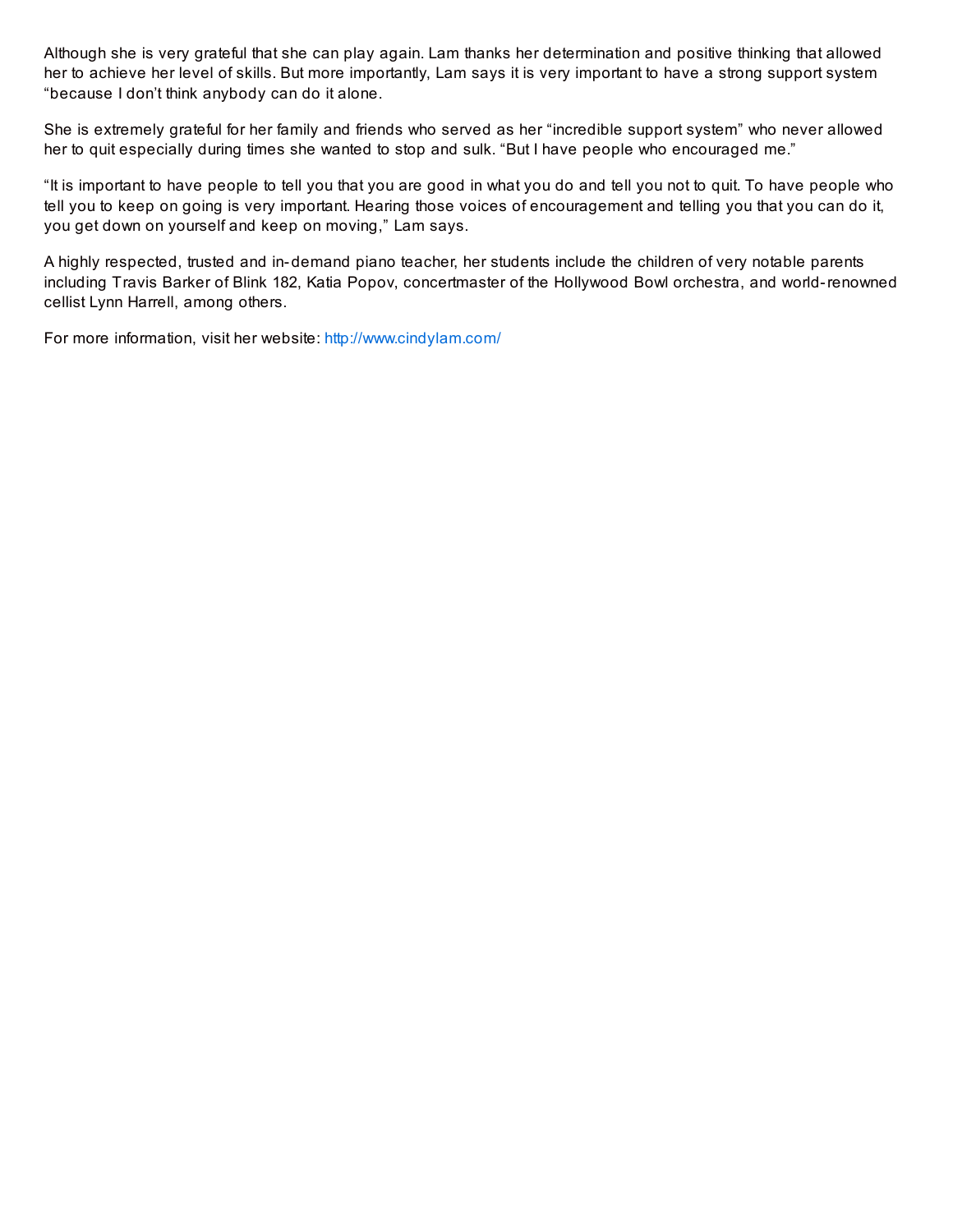Although she is very grateful that she can play again. Lam thanks her determination and positive thinking that allowed her to achieve her level of skills. But more importantly, Lam says it is very important to have a strong support system "because I don't think anybody can do it alone.

She is extremely grateful for her family and friends who served as her "incredible support system" who never allowed her to quit especially during times she wanted to stop and sulk. "But I have people who encouraged me."

"It is important to have people to tell you that you are good in what you do and tell you not to quit. To have people who tell you to keep on going is very important. Hearing those voices of encouragement and telling you that you can do it, you get down on yourself and keep on moving," Lam says.

A highly respected, trusted and in-demand piano teacher, her students include the children of very notable parents including Travis Barker of Blink 182, Katia Popov, concertmaster of the Hollywood Bowl orchestra, and world-renowned cellist Lynn Harrell, among others.

For more information, visit her website: [http://www.cindylam.com/](http://www.cindylam.com/)